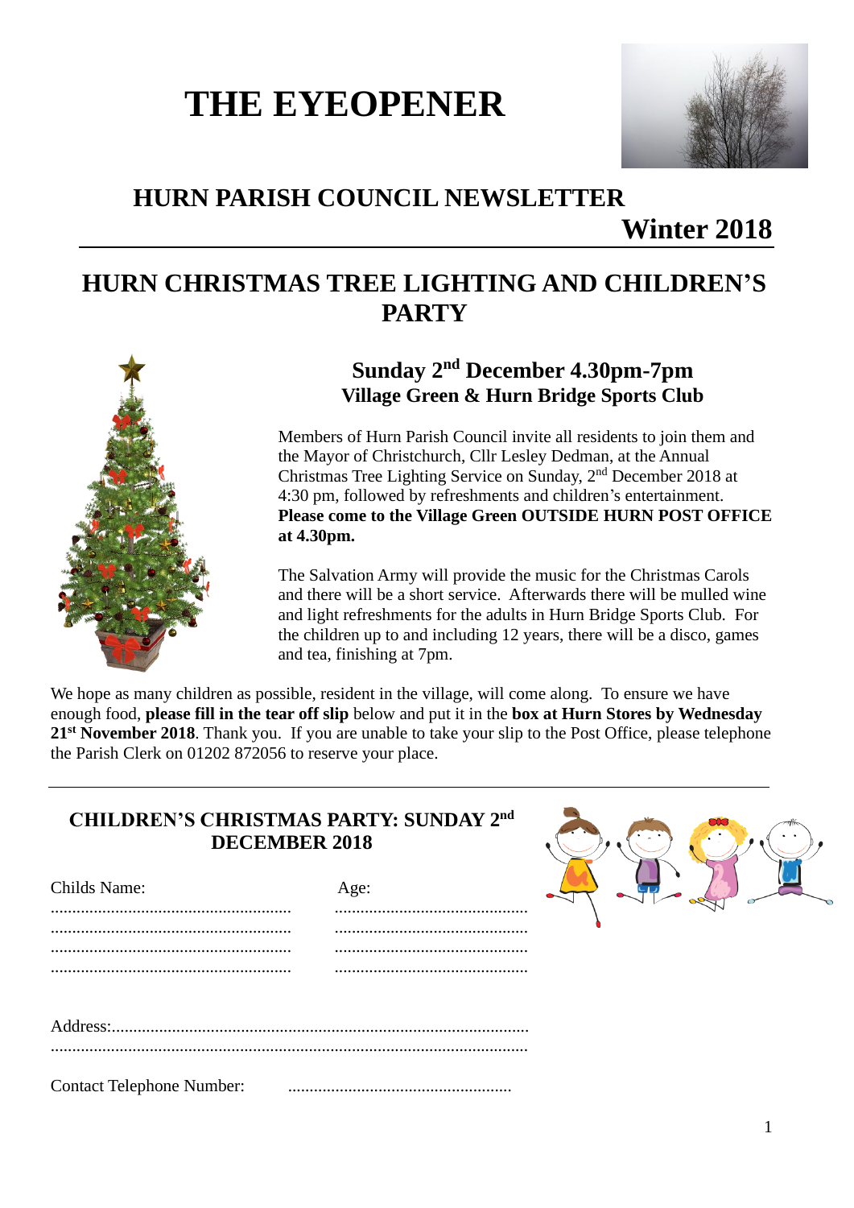# THE EYEOPENER

## HURN PARISH COUNCIL NEWSLETTER

**Winter 2018**

---

## HURN CHRISTMAS TREE LIGHTING AND CHILDREN'S PARTY

### Sunday 2nd December 4.30pm-7pm
**Village Green & Hurn Bridge Sports Club**

Members of Hurn Parish Council invite all residents to join them and the Mayor of Christchurch, Cllr Lesley Dedman, at the Annual Christmas Tree Lighting Service on Sunday, 2nd December 2018 at 4:30 pm, followed by refreshments and children's entertainment. **Please come to the Village Green OUTSIDE HURN POST OFFICE at 4.30pm.**

The Salvation Army will provide the music for the Christmas Carols and there will be a short service. Afterwards there will be mulled wine and light refreshments for the adults in Hurn Bridge Sports Club. For the children up to and including 12 years, there will be a disco, games and tea, finishing at 7pm.

We hope as many children as possible, resident in the village, will come along. To ensure we have enough food, **please fill in the tear off slip** below and put it in the **box at Hurn Stores by Wednesday 21st November 2018**. Thank you. If you are unable to take your slip to the Post Office, please telephone the Parish Clerk on 01202 872056 to reserve your place.

---

### CHILDREN'S CHRISTMAS PARTY: SUNDAY 2nd DECEMBER 2018

| Childs Name: | Age: |
|---|---|
| ........................................................ | ............................................. |
| ........................................................ | ............................................. |
| ........................................................ | ............................................. |
| ........................................................ | ............................................. |

Address:...............................................................................................

.............................................................................................................

Contact Telephone Number: ....................................................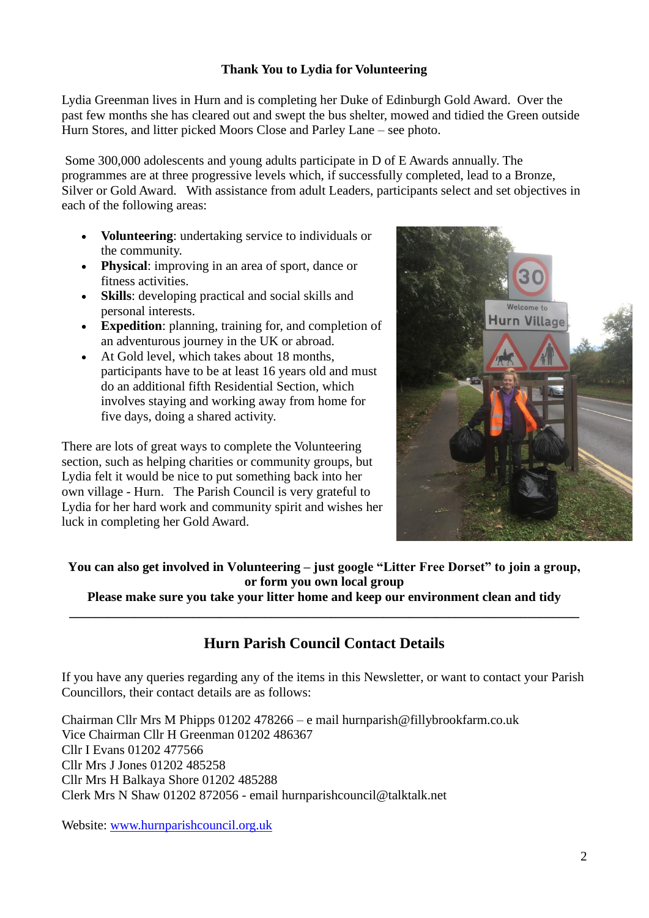**Thank You to Lydia for Volunteering**

Lydia Greenman lives in Hurn and is completing her Duke of Edinburgh Gold Award. Over the past few months she has cleared out and swept the bus shelter, mowed and tidied the Green outside Hurn Stores, and litter picked Moors Close and Parley Lane – see photo.

Some 300,000 adolescents and young adults participate in D of E Awards annually. The programmes are at three progressive levels which, if successfully completed, lead to a Bronze, Silver or Gold Award. With assistance from adult Leaders, participants select and set objectives in each of the following areas:

- **Volunteering**: undertaking service to individuals or the community.
- **Physical**: improving in an area of sport, dance or fitness activities.
- **Skills**: developing practical and social skills and personal interests.
- **Expedition**: planning, training for, and completion of an adventurous journey in the UK or abroad.
- At Gold level, which takes about 18 months, participants have to be at least 16 years old and must do an additional fifth Residential Section, which involves staying and working away from home for five days, doing a shared activity.

There are lots of great ways to complete the Volunteering section, such as helping charities or community groups, but Lydia felt it would be nice to put something back into her own village - Hurn. The Parish Council is very grateful to Lydia for her hard work and community spirit and wishes her luck in completing her Gold Award.

**You can also get involved in Volunteering – just google "Litter Free Dorset" to join a group, or form you own local group**

**Please make sure you take your litter home and keep our environment clean and tidy**

---

## Hurn Parish Council Contact Details

If you have any queries regarding any of the items in this Newsletter, or want to contact your Parish Councillors, their contact details are as follows:

Chairman Cllr Mrs M Phipps 01202 478266 – e mail hurnparish@fillybrookfarm.co.uk
Vice Chairman Cllr H Greenman 01202 486367
Cllr I Evans 01202 477566
Cllr Mrs J Jones 01202 485258
Cllr Mrs H Balkaya Shore 01202 485288
Clerk Mrs N Shaw 01202 872056 - email hurnparishcouncil@talktalk.net

Website: www.hurnparishcouncil.org.uk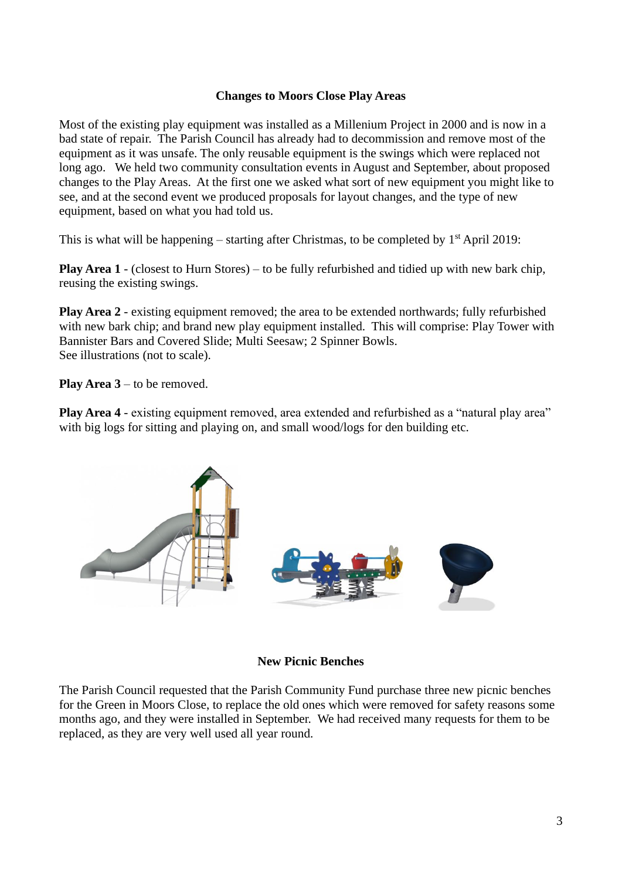## Changes to Moors Close Play Areas

Most of the existing play equipment was installed as a Millenium Project in 2000 and is now in a bad state of repair. The Parish Council has already had to decommission and remove most of the equipment as it was unsafe. The only reusable equipment is the swings which were replaced not long ago. We held two community consultation events in August and September, about proposed changes to the Play Areas. At the first one we asked what sort of new equipment you might like to see, and at the second event we produced proposals for layout changes, and the type of new equipment, based on what you had told us.

This is what will be happening – starting after Christmas, to be completed by 1st April 2019:

**Play Area 1** - (closest to Hurn Stores) – to be fully refurbished and tidied up with new bark chip, reusing the existing swings.

**Play Area 2** - existing equipment removed; the area to be extended northwards; fully refurbished with new bark chip; and brand new play equipment installed. This will comprise: Play Tower with Bannister Bars and Covered Slide; Multi Seesaw; 2 Spinner Bowls.
See illustrations (not to scale).

**Play Area 3** – to be removed.

**Play Area 4** - existing equipment removed, area extended and refurbished as a "natural play area" with big logs for sitting and playing on, and small wood/logs for den building etc.

## New Picnic Benches

The Parish Council requested that the Parish Community Fund purchase three new picnic benches for the Green in Moors Close, to replace the old ones which were removed for safety reasons some months ago, and they were installed in September. We had received many requests for them to be replaced, as they are very well used all year round.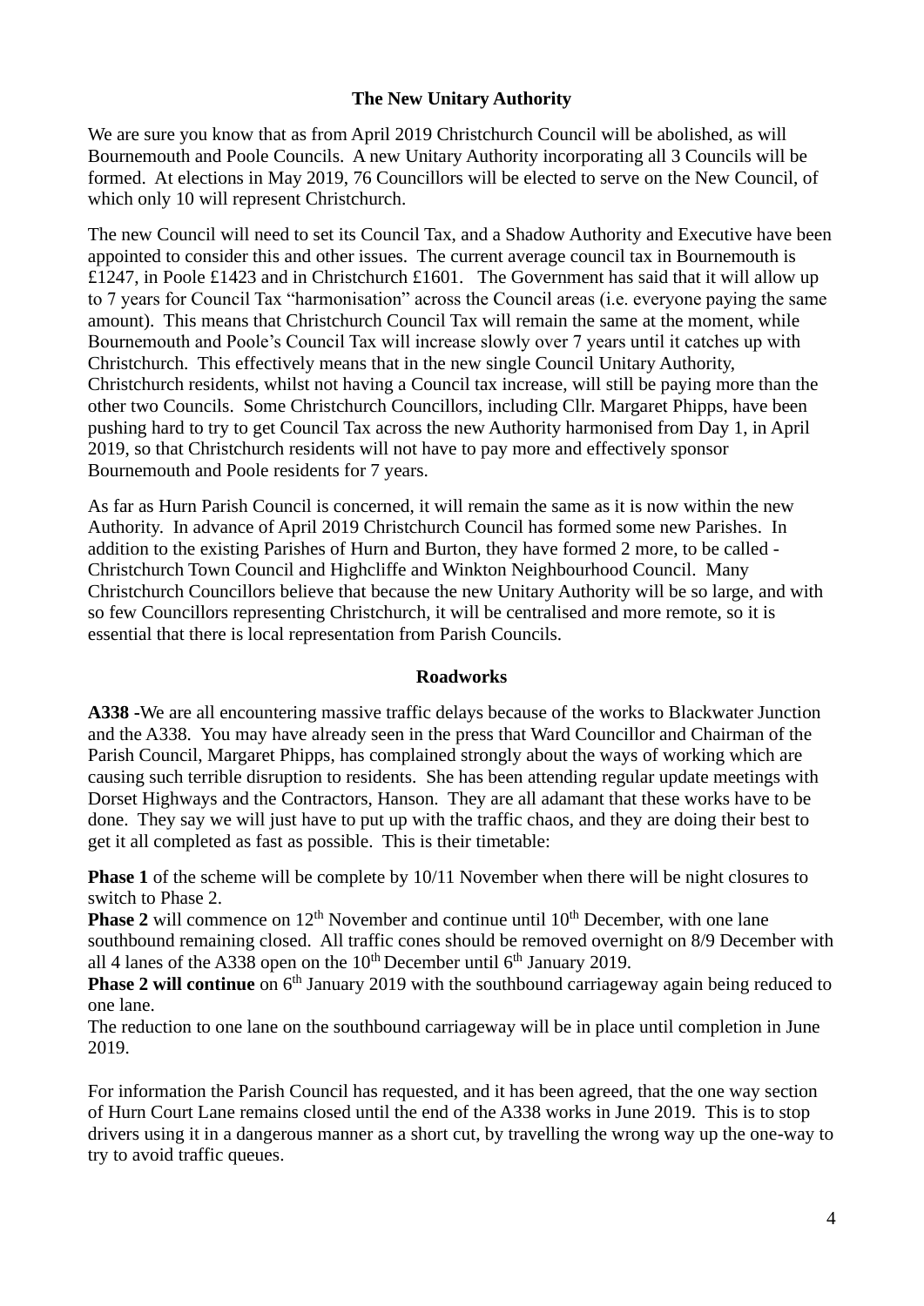## The New Unitary Authority

We are sure you know that as from April 2019 Christchurch Council will be abolished, as will Bournemouth and Poole Councils. A new Unitary Authority incorporating all 3 Councils will be formed. At elections in May 2019, 76 Councillors will be elected to serve on the New Council, of which only 10 will represent Christchurch.

The new Council will need to set its Council Tax, and a Shadow Authority and Executive have been appointed to consider this and other issues. The current average council tax in Bournemouth is £1247, in Poole £1423 and in Christchurch £1601. The Government has said that it will allow up to 7 years for Council Tax "harmonisation" across the Council areas (i.e. everyone paying the same amount). This means that Christchurch Council Tax will remain the same at the moment, while Bournemouth and Poole's Council Tax will increase slowly over 7 years until it catches up with Christchurch. This effectively means that in the new single Council Unitary Authority, Christchurch residents, whilst not having a Council tax increase, will still be paying more than the other two Councils. Some Christchurch Councillors, including Cllr. Margaret Phipps, have been pushing hard to try to get Council Tax across the new Authority harmonised from Day 1, in April 2019, so that Christchurch residents will not have to pay more and effectively sponsor Bournemouth and Poole residents for 7 years.

As far as Hurn Parish Council is concerned, it will remain the same as it is now within the new Authority. In advance of April 2019 Christchurch Council has formed some new Parishes. In addition to the existing Parishes of Hurn and Burton, they have formed 2 more, to be called - Christchurch Town Council and Highcliffe and Winkton Neighbourhood Council. Many Christchurch Councillors believe that because the new Unitary Authority will be so large, and with so few Councillors representing Christchurch, it will be centralised and more remote, so it is essential that there is local representation from Parish Councils.

## Roadworks

**A338 -**We are all encountering massive traffic delays because of the works to Blackwater Junction and the A338. You may have already seen in the press that Ward Councillor and Chairman of the Parish Council, Margaret Phipps, has complained strongly about the ways of working which are causing such terrible disruption to residents. She has been attending regular update meetings with Dorset Highways and the Contractors, Hanson. They are all adamant that these works have to be done. They say we will just have to put up with the traffic chaos, and they are doing their best to get it all completed as fast as possible. This is their timetable:

**Phase 1** of the scheme will be complete by 10/11 November when there will be night closures to switch to Phase 2.
**Phase 2** will commence on 12th November and continue until 10th December, with one lane southbound remaining closed. All traffic cones should be removed overnight on 8/9 December with all 4 lanes of the A338 open on the 10th December until 6th January 2019.
**Phase 2 will continue** on 6th January 2019 with the southbound carriageway again being reduced to one lane.
The reduction to one lane on the southbound carriageway will be in place until completion in June 2019.

For information the Parish Council has requested, and it has been agreed, that the one way section of Hurn Court Lane remains closed until the end of the A338 works in June 2019. This is to stop drivers using it in a dangerous manner as a short cut, by travelling the wrong way up the one-way to try to avoid traffic queues.